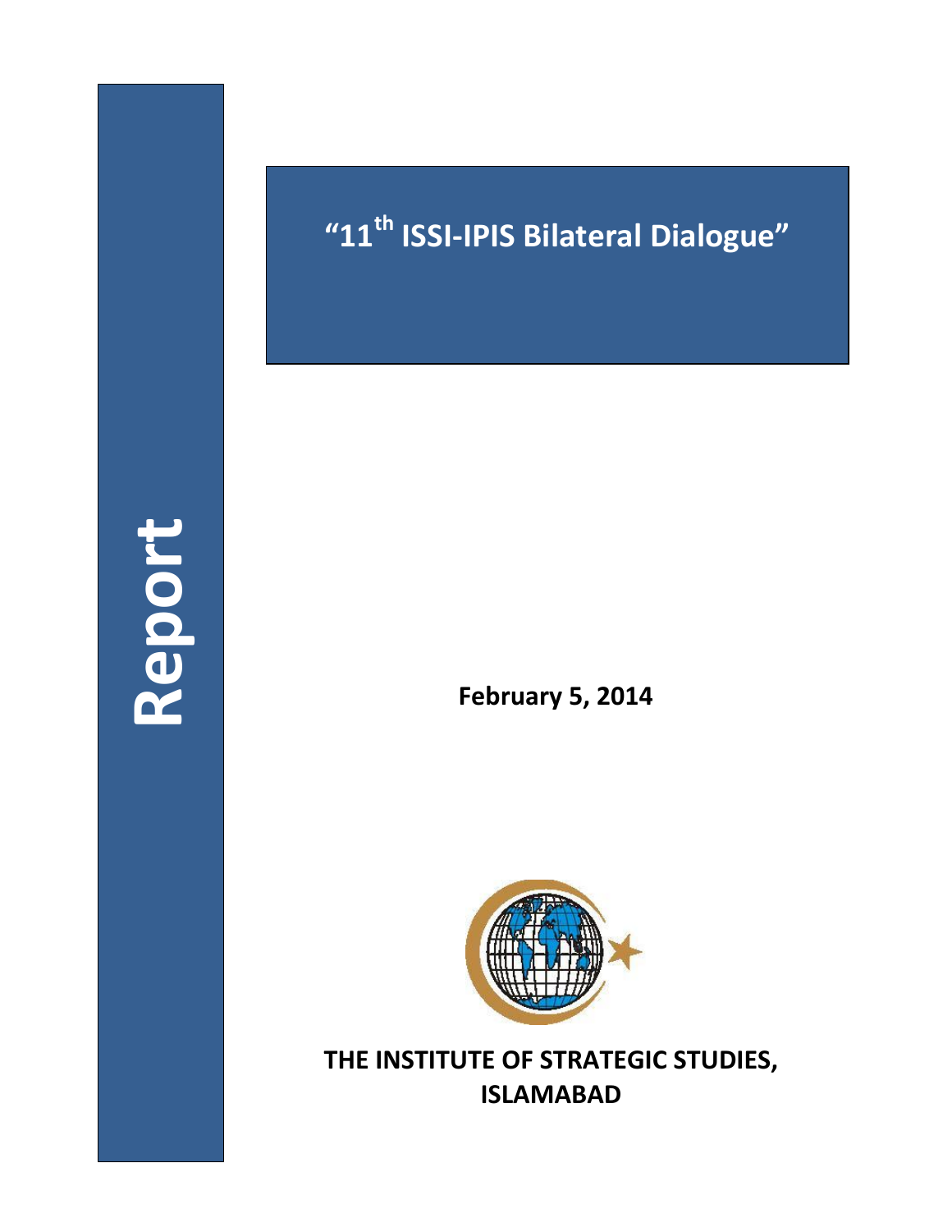# Report

# "11th ISSI-IPIS Bilateral Dialogue"

**February 5, 2014**

**THE INSTITUTE OF STRATEGIC STUDIES, ISLAMABAD**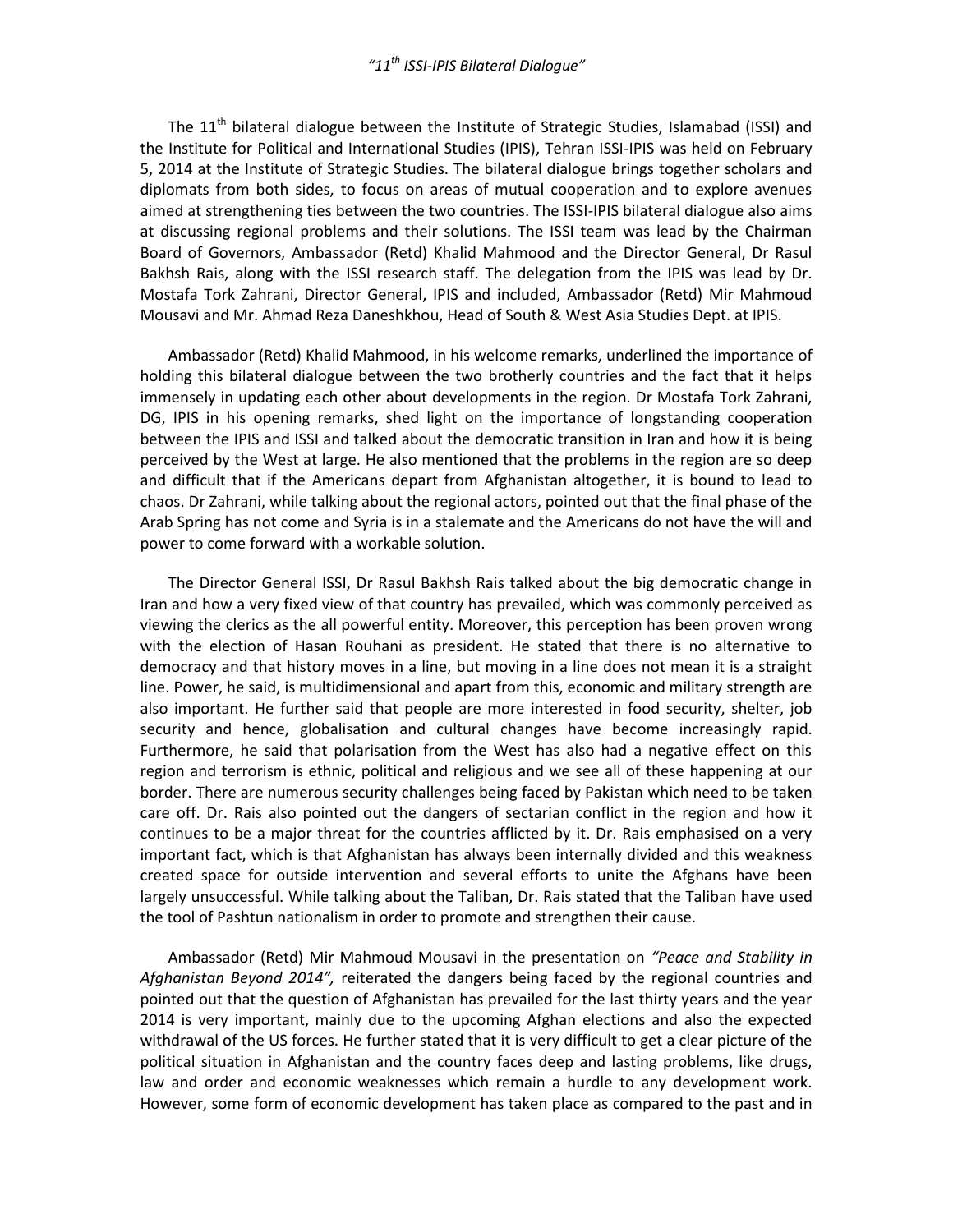The 11th bilateral dialogue between the Institute of Strategic Studies, Islamabad (ISSI) and the Institute for Political and International Studies (IPIS), Tehran ISSI-IPIS was held on February 5, 2014 at the Institute of Strategic Studies. The bilateral dialogue brings together scholars and diplomats from both sides, to focus on areas of mutual cooperation and to explore avenues aimed at strengthening ties between the two countries. The ISSI-IPIS bilateral dialogue also aims at discussing regional problems and their solutions. The ISSI team was lead by the Chairman Board of Governors, Ambassador (Retd) Khalid Mahmood and the Director General, Dr Rasul Bakhsh Rais, along with the ISSI research staff. The delegation from the IPIS was lead by Dr. Mostafa Tork Zahrani, Director General, IPIS and included, Ambassador (Retd) Mir Mahmoud Mousavi and Mr. Ahmad Reza Daneshkhou, Head of South & West Asia Studies Dept. at IPIS.

Ambassador (Retd) Khalid Mahmood, in his welcome remarks, underlined the importance of holding this bilateral dialogue between the two brotherly countries and the fact that it helps immensely in updating each other about developments in the region. Dr Mostafa Tork Zahrani, DG, IPIS in his opening remarks, shed light on the importance of longstanding cooperation between the IPIS and ISSI and talked about the democratic transition in Iran and how it is being perceived by the West at large. He also mentioned that the problems in the region are so deep and difficult that if the Americans depart from Afghanistan altogether, it is bound to lead to chaos. Dr Zahrani, while talking about the regional actors, pointed out that the final phase of the Arab Spring has not come and Syria is in a stalemate and the Americans do not have the will and power to come forward with a workable solution.

The Director General ISSI, Dr Rasul Bakhsh Rais talked about the big democratic change in Iran and how a very fixed view of that country has prevailed, which was commonly perceived as viewing the clerics as the all powerful entity. Moreover, this perception has been proven wrong with the election of Hasan Rouhani as president. He stated that there is no alternative to democracy and that history moves in a line, but moving in a line does not mean it is a straight line. Power, he said, is multidimensional and apart from this, economic and military strength are also important. He further said that people are more interested in food security, shelter, job security and hence, globalisation and cultural changes have become increasingly rapid. Furthermore, he said that polarisation from the West has also had a negative effect on this region and terrorism is ethnic, political and religious and we see all of these happening at our border. There are numerous security challenges being faced by Pakistan which need to be taken care off. Dr. Rais also pointed out the dangers of sectarian conflict in the region and how it continues to be a major threat for the countries afflicted by it. Dr. Rais emphasised on a very important fact, which is that Afghanistan has always been internally divided and this weakness created space for outside intervention and several efforts to unite the Afghans have been largely unsuccessful. While talking about the Taliban, Dr. Rais stated that the Taliban have used the tool of Pashtun nationalism in order to promote and strengthen their cause.

Ambassador (Retd) Mir Mahmoud Mousavi in the presentation on *"Peace and Stability in Afghanistan Beyond 2014"*, reiterated the dangers being faced by the regional countries and pointed out that the question of Afghanistan has prevailed for the last thirty years and the year 2014 is very important, mainly due to the upcoming Afghan elections and also the expected withdrawal of the US forces. He further stated that it is very difficult to get a clear picture of the political situation in Afghanistan and the country faces deep and lasting problems, like drugs, law and order and economic weaknesses which remain a hurdle to any development work. However, some form of economic development has taken place as compared to the past and in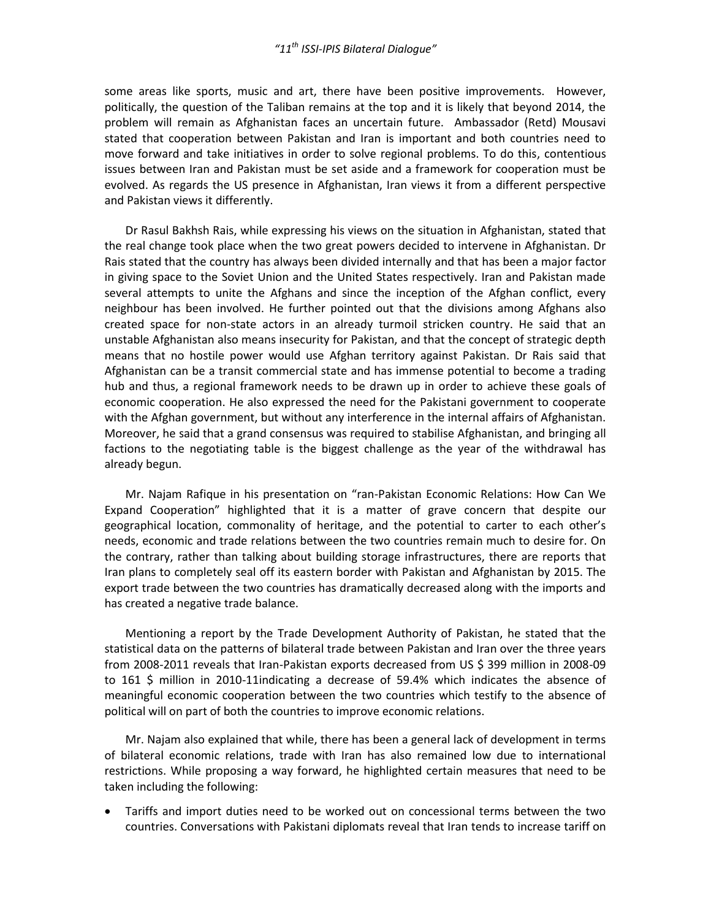some areas like sports, music and art, there have been positive improvements. However, politically, the question of the Taliban remains at the top and it is likely that beyond 2014, the problem will remain as Afghanistan faces an uncertain future. Ambassador (Retd) Mousavi stated that cooperation between Pakistan and Iran is important and both countries need to move forward and take initiatives in order to solve regional problems. To do this, contentious issues between Iran and Pakistan must be set aside and a framework for cooperation must be evolved. As regards the US presence in Afghanistan, Iran views it from a different perspective and Pakistan views it differently.

Dr Rasul Bakhsh Rais, while expressing his views on the situation in Afghanistan, stated that the real change took place when the two great powers decided to intervene in Afghanistan. Dr Rais stated that the country has always been divided internally and that has been a major factor in giving space to the Soviet Union and the United States respectively. Iran and Pakistan made several attempts to unite the Afghans and since the inception of the Afghan conflict, every neighbour has been involved. He further pointed out that the divisions among Afghans also created space for non-state actors in an already turmoil stricken country. He said that an unstable Afghanistan also means insecurity for Pakistan, and that the concept of strategic depth means that no hostile power would use Afghan territory against Pakistan. Dr Rais said that Afghanistan can be a transit commercial state and has immense potential to become a trading hub and thus, a regional framework needs to be drawn up in order to achieve these goals of economic cooperation. He also expressed the need for the Pakistani government to cooperate with the Afghan government, but without any interference in the internal affairs of Afghanistan. Moreover, he said that a grand consensus was required to stabilise Afghanistan, and bringing all factions to the negotiating table is the biggest challenge as the year of the withdrawal has already begun.

Mr. Najam Rafique in his presentation on "ran-Pakistan Economic Relations: How Can We Expand Cooperation" highlighted that it is a matter of grave concern that despite our geographical location, commonality of heritage, and the potential to carter to each other's needs, economic and trade relations between the two countries remain much to desire for. On the contrary, rather than talking about building storage infrastructures, there are reports that Iran plans to completely seal off its eastern border with Pakistan and Afghanistan by 2015. The export trade between the two countries has dramatically decreased along with the imports and has created a negative trade balance.

Mentioning a report by the Trade Development Authority of Pakistan, he stated that the statistical data on the patterns of bilateral trade between Pakistan and Iran over the three years from 2008-2011 reveals that Iran-Pakistan exports decreased from US $ 399 million in 2008-09 to 161 $ million in 2010-11indicating a decrease of 59.4% which indicates the absence of meaningful economic cooperation between the two countries which testify to the absence of political will on part of both the countries to improve economic relations.

Mr. Najam also explained that while, there has been a general lack of development in terms of bilateral economic relations, trade with Iran has also remained low due to international restrictions. While proposing a way forward, he highlighted certain measures that need to be taken including the following:

- Tariffs and import duties need to be worked out on concessional terms between the two countries. Conversations with Pakistani diplomats reveal that Iran tends to increase tariff on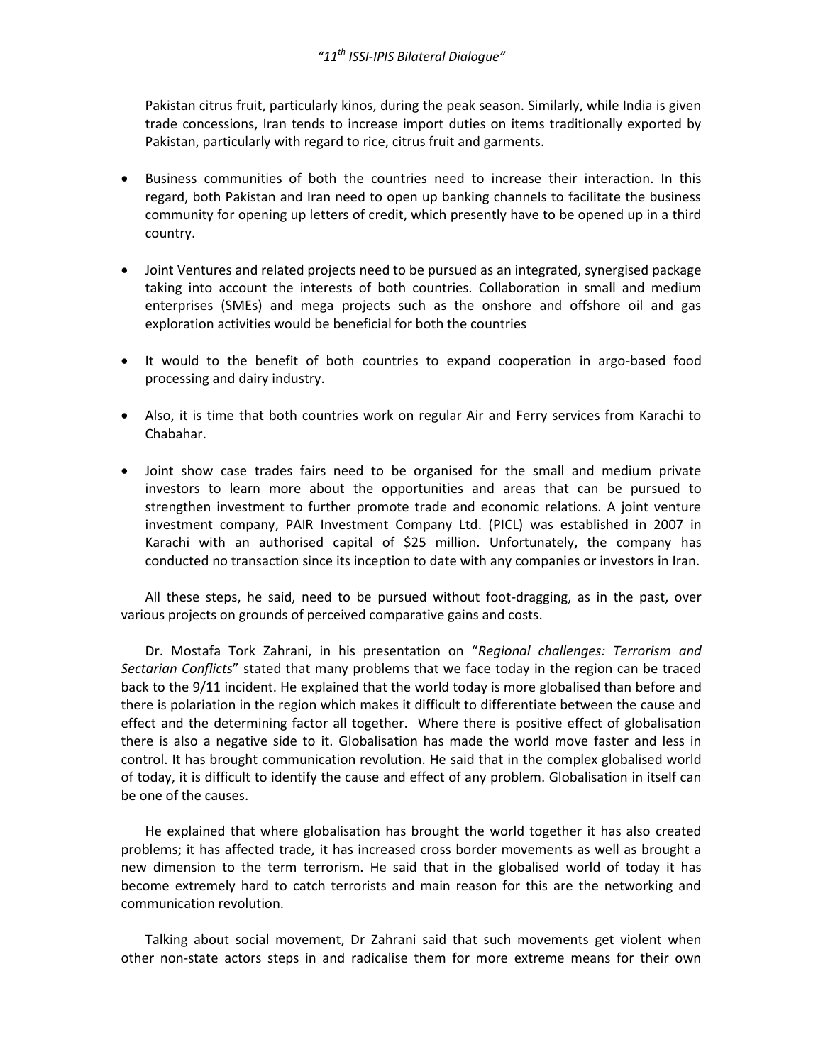Pakistan citrus fruit, particularly kinos, during the peak season. Similarly, while India is given trade concessions, Iran tends to increase import duties on items traditionally exported by Pakistan, particularly with regard to rice, citrus fruit and garments.

- Business communities of both the countries need to increase their interaction. In this regard, both Pakistan and Iran need to open up banking channels to facilitate the business community for opening up letters of credit, which presently have to be opened up in a third country.

- Joint Ventures and related projects need to be pursued as an integrated, synergised package taking into account the interests of both countries. Collaboration in small and medium enterprises (SMEs) and mega projects such as the onshore and offshore oil and gas exploration activities would be beneficial for both the countries

- It would to the benefit of both countries to expand cooperation in argo-based food processing and dairy industry.

- Also, it is time that both countries work on regular Air and Ferry services from Karachi to Chabahar.

- Joint show case trades fairs need to be organised for the small and medium private investors to learn more about the opportunities and areas that can be pursued to strengthen investment to further promote trade and economic relations. A joint venture investment company, PAIR Investment Company Ltd. (PICL) was established in 2007 in Karachi with an authorised capital of $25 million. Unfortunately, the company has conducted no transaction since its inception to date with any companies or investors in Iran.

All these steps, he said, need to be pursued without foot-dragging, as in the past, over various projects on grounds of perceived comparative gains and costs.

Dr. Mostafa Tork Zahrani, in his presentation on "*Regional challenges: Terrorism and Sectarian Conflicts*" stated that many problems that we face today in the region can be traced back to the 9/11 incident. He explained that the world today is more globalised than before and there is polariation in the region which makes it difficult to differentiate between the cause and effect and the determining factor all together. Where there is positive effect of globalisation there is also a negative side to it. Globalisation has made the world move faster and less in control. It has brought communication revolution. He said that in the complex globalised world of today, it is difficult to identify the cause and effect of any problem. Globalisation in itself can be one of the causes.

He explained that where globalisation has brought the world together it has also created problems; it has affected trade, it has increased cross border movements as well as brought a new dimension to the term terrorism. He said that in the globalised world of today it has become extremely hard to catch terrorists and main reason for this are the networking and communication revolution.

Talking about social movement, Dr Zahrani said that such movements get violent when other non-state actors steps in and radicalise them for more extreme means for their own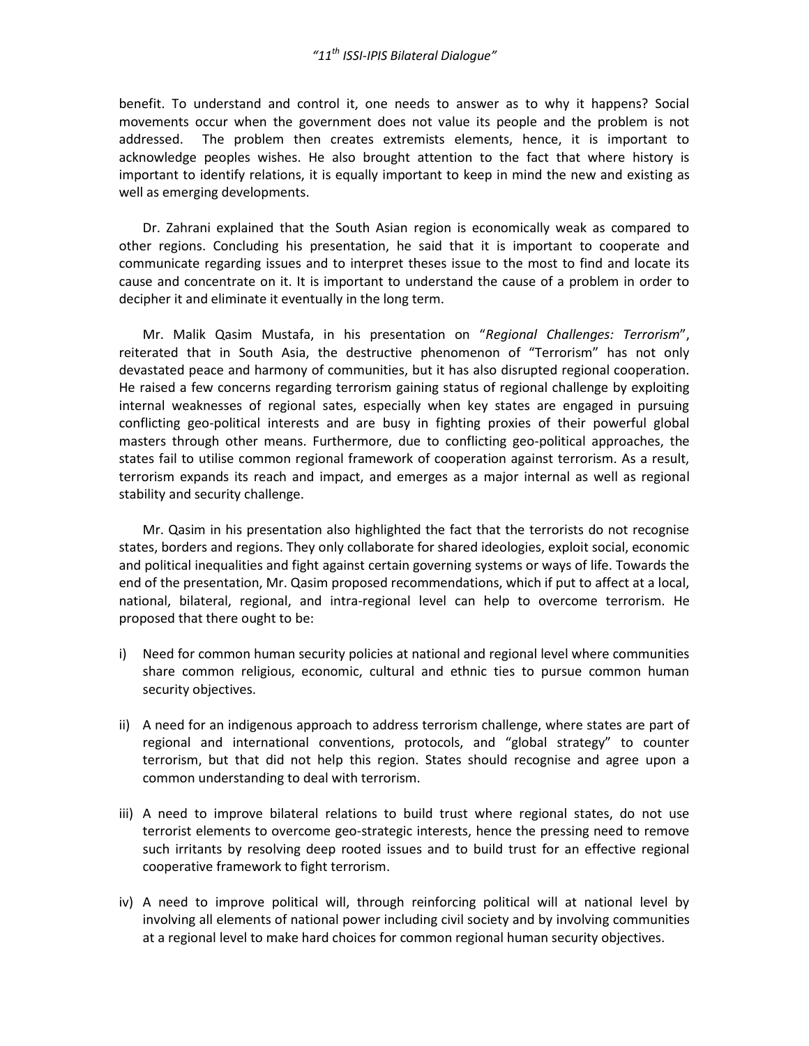benefit. To understand and control it, one needs to answer as to why it happens? Social movements occur when the government does not value its people and the problem is not addressed. The problem then creates extremists elements, hence, it is important to acknowledge peoples wishes. He also brought attention to the fact that where history is important to identify relations, it is equally important to keep in mind the new and existing as well as emerging developments.

Dr. Zahrani explained that the South Asian region is economically weak as compared to other regions. Concluding his presentation, he said that it is important to cooperate and communicate regarding issues and to interpret theses issue to the most to find and locate its cause and concentrate on it. It is important to understand the cause of a problem in order to decipher it and eliminate it eventually in the long term.

Mr. Malik Qasim Mustafa, in his presentation on "*Regional Challenges: Terrorism*", reiterated that in South Asia, the destructive phenomenon of "Terrorism" has not only devastated peace and harmony of communities, but it has also disrupted regional cooperation. He raised a few concerns regarding terrorism gaining status of regional challenge by exploiting internal weaknesses of regional sates, especially when key states are engaged in pursuing conflicting geo-political interests and are busy in fighting proxies of their powerful global masters through other means. Furthermore, due to conflicting geo-political approaches, the states fail to utilise common regional framework of cooperation against terrorism. As a result, terrorism expands its reach and impact, and emerges as a major internal as well as regional stability and security challenge.

Mr. Qasim in his presentation also highlighted the fact that the terrorists do not recognise states, borders and regions. They only collaborate for shared ideologies, exploit social, economic and political inequalities and fight against certain governing systems or ways of life. Towards the end of the presentation, Mr. Qasim proposed recommendations, which if put to affect at a local, national, bilateral, regional, and intra-regional level can help to overcome terrorism. He proposed that there ought to be:

i) Need for common human security policies at national and regional level where communities share common religious, economic, cultural and ethnic ties to pursue common human security objectives.

ii) A need for an indigenous approach to address terrorism challenge, where states are part of regional and international conventions, protocols, and "global strategy" to counter terrorism, but that did not help this region. States should recognise and agree upon a common understanding to deal with terrorism.

iii) A need to improve bilateral relations to build trust where regional states, do not use terrorist elements to overcome geo-strategic interests, hence the pressing need to remove such irritants by resolving deep rooted issues and to build trust for an effective regional cooperative framework to fight terrorism.

iv) A need to improve political will, through reinforcing political will at national level by involving all elements of national power including civil society and by involving communities at a regional level to make hard choices for common regional human security objectives.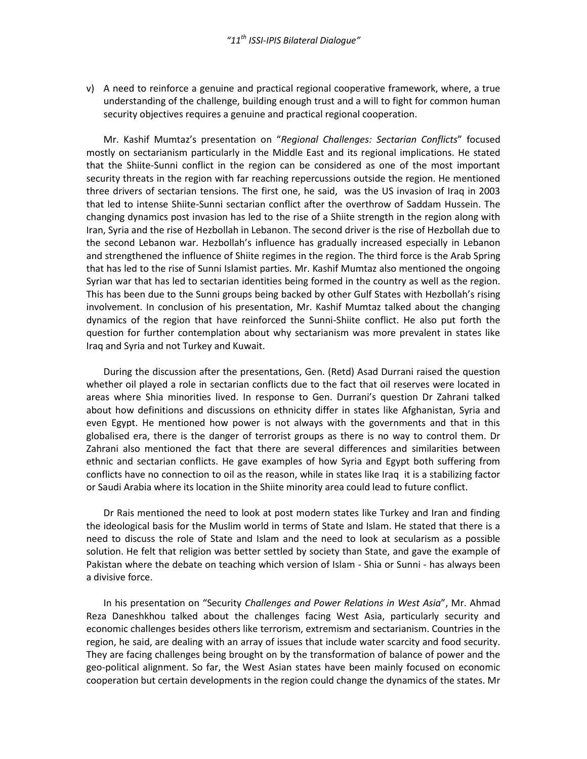v) A need to reinforce a genuine and practical regional cooperative framework, where, a true understanding of the challenge, building enough trust and a will to fight for common human security objectives requires a genuine and practical regional cooperation.

Mr. Kashif Mumtaz's presentation on "*Regional Challenges: Sectarian Conflicts*" focused mostly on sectarianism particularly in the Middle East and its regional implications. He stated that the Shiite-Sunni conflict in the region can be considered as one of the most important security threats in the region with far reaching repercussions outside the region. He mentioned three drivers of sectarian tensions. The first one, he said, was the US invasion of Iraq in 2003 that led to intense Shiite-Sunni sectarian conflict after the overthrow of Saddam Hussein. The changing dynamics post invasion has led to the rise of a Shiite strength in the region along with Iran, Syria and the rise of Hezbollah in Lebanon. The second driver is the rise of Hezbollah due to the second Lebanon war. Hezbollah's influence has gradually increased especially in Lebanon and strengthened the influence of Shiite regimes in the region. The third force is the Arab Spring that has led to the rise of Sunni Islamist parties. Mr. Kashif Mumtaz also mentioned the ongoing Syrian war that has led to sectarian identities being formed in the country as well as the region. This has been due to the Sunni groups being backed by other Gulf States with Hezbollah's rising involvement. In conclusion of his presentation, Mr. Kashif Mumtaz talked about the changing dynamics of the region that have reinforced the Sunni-Shiite conflict. He also put forth the question for further contemplation about why sectarianism was more prevalent in states like Iraq and Syria and not Turkey and Kuwait.

During the discussion after the presentations, Gen. (Retd) Asad Durrani raised the question whether oil played a role in sectarian conflicts due to the fact that oil reserves were located in areas where Shia minorities lived. In response to Gen. Durrani's question Dr Zahrani talked about how definitions and discussions on ethnicity differ in states like Afghanistan, Syria and even Egypt. He mentioned how power is not always with the governments and that in this globalised era, there is the danger of terrorist groups as there is no way to control them. Dr Zahrani also mentioned the fact that there are several differences and similarities between ethnic and sectarian conflicts. He gave examples of how Syria and Egypt both suffering from conflicts have no connection to oil as the reason, while in states like Iraq it is a stabilizing factor or Saudi Arabia where its location in the Shiite minority area could lead to future conflict.

Dr Rais mentioned the need to look at post modern states like Turkey and Iran and finding the ideological basis for the Muslim world in terms of State and Islam. He stated that there is a need to discuss the role of State and Islam and the need to look at secularism as a possible solution. He felt that religion was better settled by society than State, and gave the example of Pakistan where the debate on teaching which version of Islam - Shia or Sunni - has always been a divisive force.

In his presentation on "Security *Challenges and Power Relations in West Asia*", Mr. Ahmad Reza Daneshkhou talked about the challenges facing West Asia, particularly security and economic challenges besides others like terrorism, extremism and sectarianism. Countries in the region, he said, are dealing with an array of issues that include water scarcity and food security. They are facing challenges being brought on by the transformation of balance of power and the geo-political alignment. So far, the West Asian states have been mainly focused on economic cooperation but certain developments in the region could change the dynamics of the states. Mr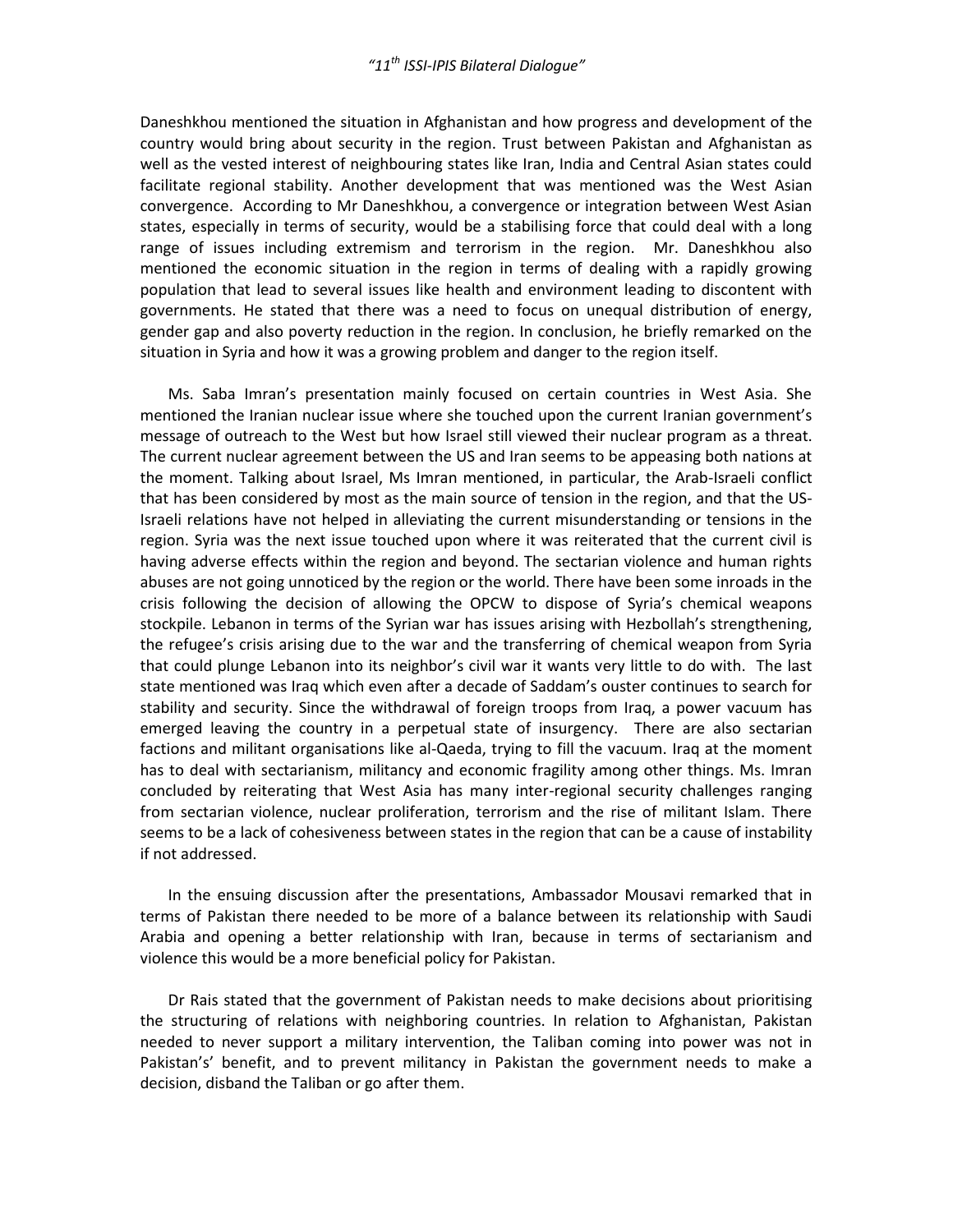Daneshkhou mentioned the situation in Afghanistan and how progress and development of the country would bring about security in the region. Trust between Pakistan and Afghanistan as well as the vested interest of neighbouring states like Iran, India and Central Asian states could facilitate regional stability. Another development that was mentioned was the West Asian convergence. According to Mr Daneshkhou, a convergence or integration between West Asian states, especially in terms of security, would be a stabilising force that could deal with a long range of issues including extremism and terrorism in the region. Mr. Daneshkhou also mentioned the economic situation in the region in terms of dealing with a rapidly growing population that lead to several issues like health and environment leading to discontent with governments. He stated that there was a need to focus on unequal distribution of energy, gender gap and also poverty reduction in the region. In conclusion, he briefly remarked on the situation in Syria and how it was a growing problem and danger to the region itself.

Ms. Saba Imran's presentation mainly focused on certain countries in West Asia. She mentioned the Iranian nuclear issue where she touched upon the current Iranian government's message of outreach to the West but how Israel still viewed their nuclear program as a threat. The current nuclear agreement between the US and Iran seems to be appeasing both nations at the moment. Talking about Israel, Ms Imran mentioned, in particular, the Arab-Israeli conflict that has been considered by most as the main source of tension in the region, and that the US-Israeli relations have not helped in alleviating the current misunderstanding or tensions in the region. Syria was the next issue touched upon where it was reiterated that the current civil is having adverse effects within the region and beyond. The sectarian violence and human rights abuses are not going unnoticed by the region or the world. There have been some inroads in the crisis following the decision of allowing the OPCW to dispose of Syria's chemical weapons stockpile. Lebanon in terms of the Syrian war has issues arising with Hezbollah's strengthening, the refugee's crisis arising due to the war and the transferring of chemical weapon from Syria that could plunge Lebanon into its neighbor's civil war it wants very little to do with. The last state mentioned was Iraq which even after a decade of Saddam's ouster continues to search for stability and security. Since the withdrawal of foreign troops from Iraq, a power vacuum has emerged leaving the country in a perpetual state of insurgency. There are also sectarian factions and militant organisations like al-Qaeda, trying to fill the vacuum. Iraq at the moment has to deal with sectarianism, militancy and economic fragility among other things. Ms. Imran concluded by reiterating that West Asia has many inter-regional security challenges ranging from sectarian violence, nuclear proliferation, terrorism and the rise of militant Islam. There seems to be a lack of cohesiveness between states in the region that can be a cause of instability if not addressed.

In the ensuing discussion after the presentations, Ambassador Mousavi remarked that in terms of Pakistan there needed to be more of a balance between its relationship with Saudi Arabia and opening a better relationship with Iran, because in terms of sectarianism and violence this would be a more beneficial policy for Pakistan.

Dr Rais stated that the government of Pakistan needs to make decisions about prioritising the structuring of relations with neighboring countries. In relation to Afghanistan, Pakistan needed to never support a military intervention, the Taliban coming into power was not in Pakistan's' benefit, and to prevent militancy in Pakistan the government needs to make a decision, disband the Taliban or go after them.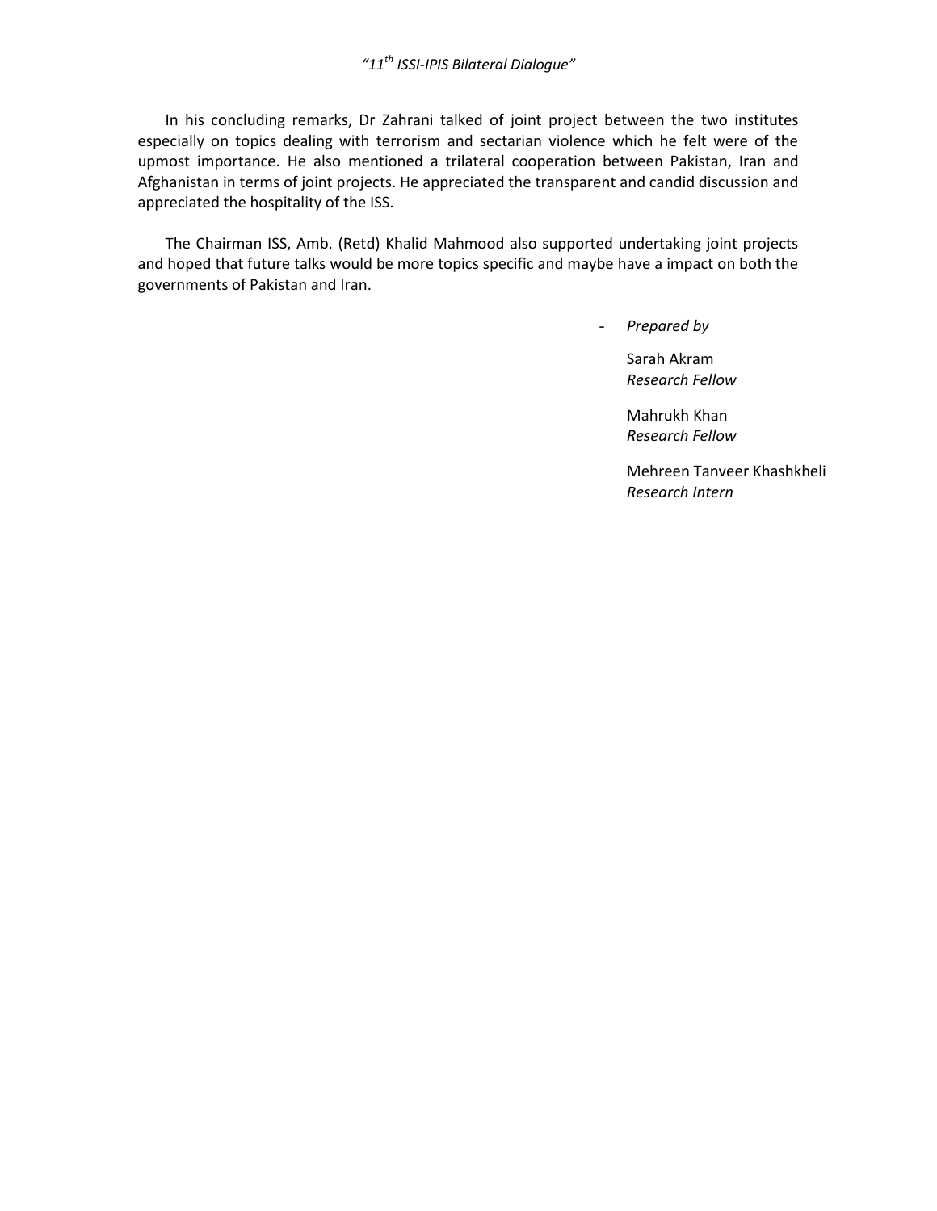In his concluding remarks, Dr Zahrani talked of joint project between the two institutes especially on topics dealing with terrorism and sectarian violence which he felt were of the upmost importance. He also mentioned a trilateral cooperation between Pakistan, Iran and Afghanistan in terms of joint projects. He appreciated the transparent and candid discussion and appreciated the hospitality of the ISS.

The Chairman ISS, Amb. (Retd) Khalid Mahmood also supported undertaking joint projects and hoped that future talks would be more topics specific and maybe have a impact on both the governments of Pakistan and Iran.

- *Prepared by*

Sarah Akram
*Research Fellow*

Mahrukh Khan
*Research Fellow*

Mehreen Tanveer Khashkheli
*Research Intern*